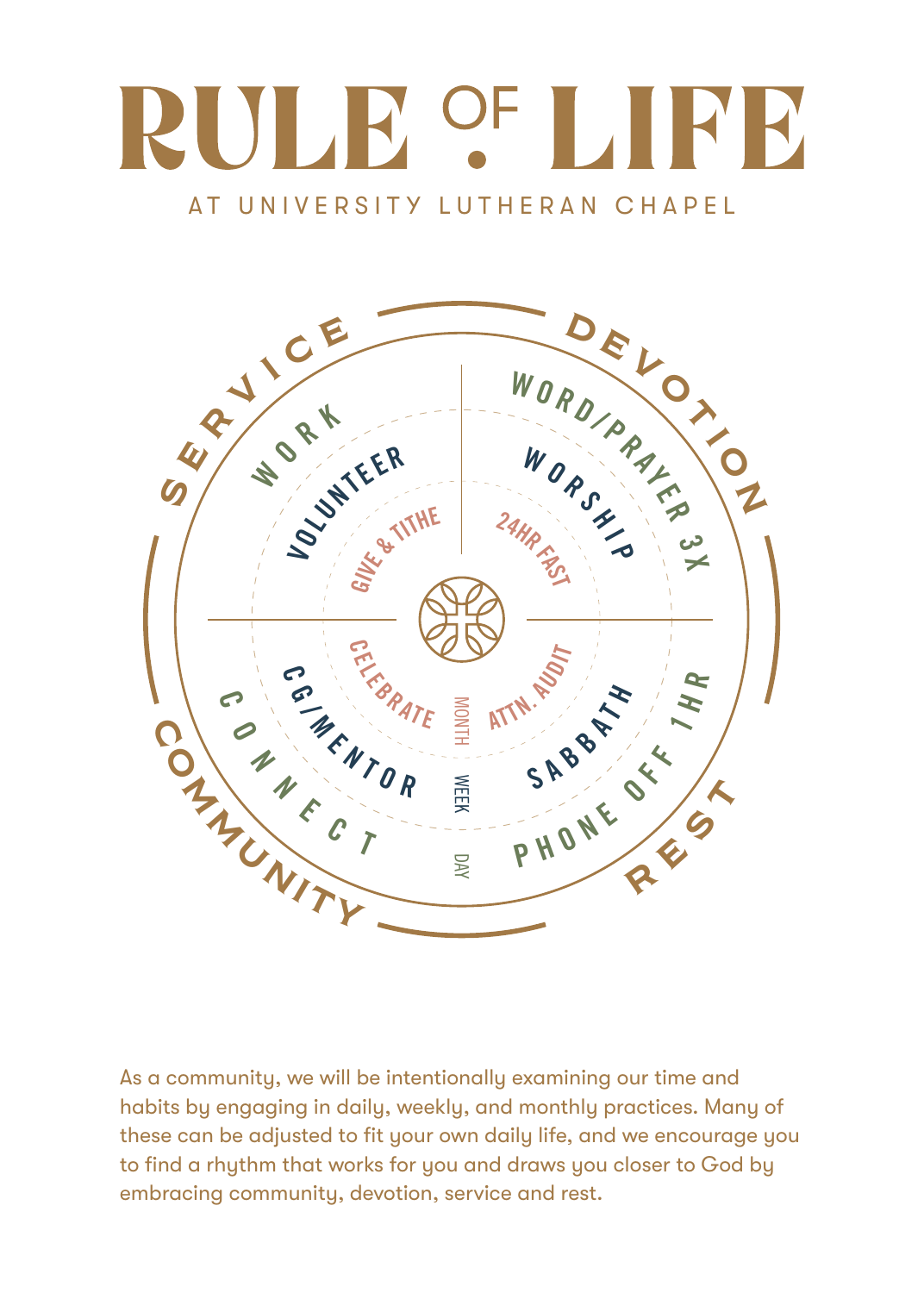# RULE OF LIFE

AT UNIVERSITY LUTHERAN CHAPEL

SERVICE

- WORK
- VOLUNTEER
- GIVE & TITHE

DEVOTION

- WORD/PRAYER 3X
- WORSHIP
- 24HR FAST

COMMUNITY

- CONNECT
- CG/MENTOR
- CELEBRATE

REST

- PHONE OFF 1HR
- SABBATH
- ATTN. AUDIT

MONTH

WEEK

DAY

As a community, we will be intentionally examining our time and habits by engaging in daily, weekly, and monthly practices. Many of these can be adjusted to fit your own daily life, and we encourage you to find a rhythm that works for you and draws you closer to God by embracing community, devotion, service and rest.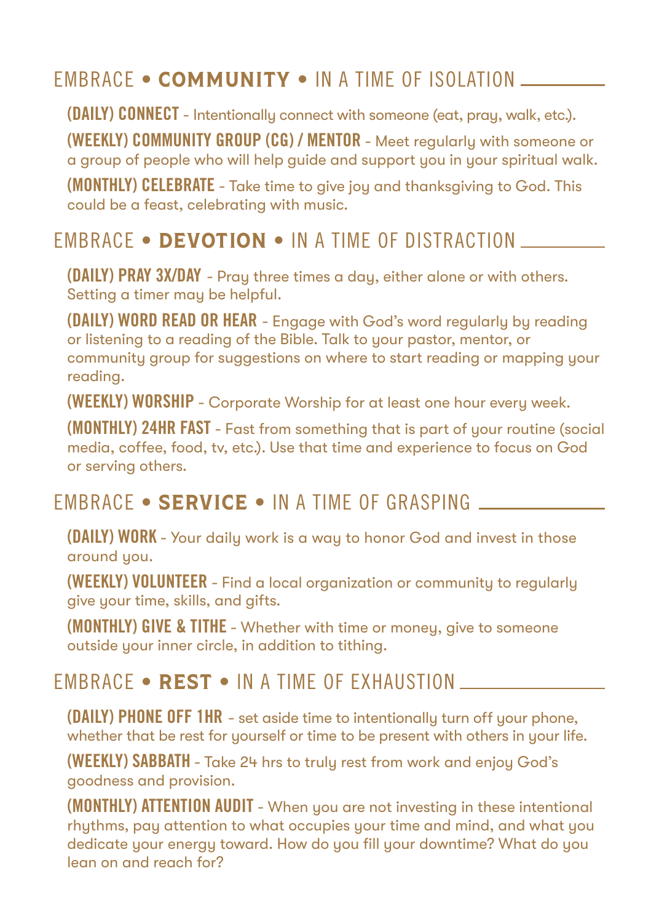## EMBRACE • **COMMUNITY** • IN A TIME OF ISOLATION

**(DAILY) CONNECT** - Intentionally connect with someone (eat, pray, walk, etc.).

**(WEEKLY) COMMUNITY GROUP (CG) / MENTOR** - Meet regularly with someone or a group of people who will help guide and support you in your spiritual walk.

**(MONTHLY) CELEBRATE** - Take time to give joy and thanksgiving to God. This could be a feast, celebrating with music.

## EMBRACE • **DEVOTION** • IN A TIME OF DISTRACTION

**(DAILY) PRAY 3X/DAY** - Pray three times a day, either alone or with others. Setting a timer may be helpful.

**(DAILY) WORD READ OR HEAR** - Engage with God's word regularly by reading or listening to a reading of the Bible. Talk to your pastor, mentor, or community group for suggestions on where to start reading or mapping your reading.

**(WEEKLY) WORSHIP** - Corporate Worship for at least one hour every week.

**(MONTHLY) 24HR FAST** - Fast from something that is part of your routine (social media, coffee, food, tv, etc.). Use that time and experience to focus on God or serving others.

## EMBRACE • **SERVICE** • IN A TIME OF GRASPING

**(DAILY) WORK** - Your daily work is a way to honor God and invest in those around you.

**(WEEKLY) VOLUNTEER** - Find a local organization or community to regularly give your time, skills, and gifts.

**(MONTHLY) GIVE & TITHE** - Whether with time or money, give to someone outside your inner circle, in addition to tithing.

## EMBRACE • **REST** • IN A TIME OF EXHAUSTION

**(DAILY) PHONE OFF 1HR** - set aside time to intentionally turn off your phone, whether that be rest for yourself or time to be present with others in your life.

**(WEEKLY) SABBATH** - Take 24 hrs to truly rest from work and enjoy God's goodness and provision.

**(MONTHLY) ATTENTION AUDIT** - When you are not investing in these intentional rhythms, pay attention to what occupies your time and mind, and what you dedicate your energy toward. How do you fill your downtime? What do you lean on and reach for?